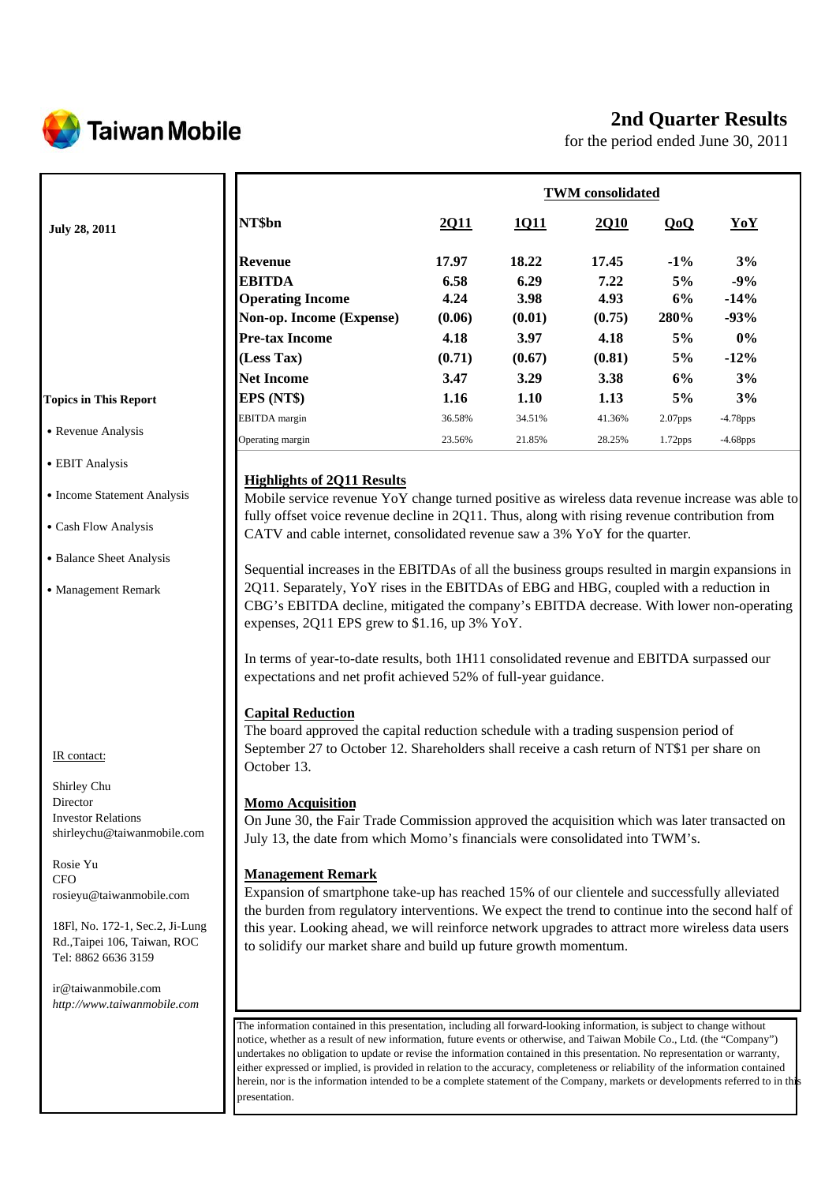# Taiwan Mobile

## 2nd Quarter Results

for the period ended June 30, 2011

**July 28, 2011**

| NT$bn | 2Q11 | 1Q11 | 2Q10 | QoQ | YoY |
|---|---|---|---|---|---|
| | **TWM consolidated** | | | | |
| **Revenue** | **17.97** | **18.22** | **17.45** | **-1%** | **3%** |
| **EBITDA** | **6.58** | **6.29** | **7.22** | **5%** | **-9%** |
| **Operating Income** | **4.24** | **3.98** | **4.93** | **6%** | **-14%** |
| **Non-op. Income (Expense)** | **(0.06)** | **(0.01)** | **(0.75)** | **280%** | **-93%** |
| **Pre-tax Income** | **4.18** | **3.97** | **4.18** | **5%** | **0%** |
| **(Less Tax)** | **(0.71)** | **(0.67)** | **(0.81)** | **5%** | **-12%** |
| **Net Income** | **3.47** | **3.29** | **3.38** | **6%** | **3%** |
| **EPS (NT$)** | **1.16** | **1.10** | **1.13** | **5%** | **3%** |
| EBITDA margin | 36.58% | 34.51% | 41.36% | 2.07pps | -4.78pps |
| Operating margin | 23.56% | 21.85% | 28.25% | 1.72pps | -4.68pps |

**Topics in This Report**

- Revenue Analysis
- EBIT Analysis
- Income Statement Analysis
- Cash Flow Analysis
- Balance Sheet Analysis
- Management Remark

### Highlights of 2Q11 Results

Mobile service revenue YoY change turned positive as wireless data revenue increase was able to fully offset voice revenue decline in 2Q11. Thus, along with rising revenue contribution from CATV and cable internet, consolidated revenue saw a 3% YoY for the quarter.

Sequential increases in the EBITDAs of all the business groups resulted in margin expansions in 2Q11. Separately, YoY rises in the EBITDAs of EBG and HBG, coupled with a reduction in CBG's EBITDA decline, mitigated the company's EBITDA decrease. With lower non-operating expenses, 2Q11 EPS grew to $1.16, up 3% YoY.

In terms of year-to-date results, both 1H11 consolidated revenue and EBITDA surpassed our expectations and net profit achieved 52% of full-year guidance.

### Capital Reduction

The board approved the capital reduction schedule with a trading suspension period of September 27 to October 12. Shareholders shall receive a cash return of NT$1 per share on October 13.

### Momo Acquisition

On June 30, the Fair Trade Commission approved the acquisition which was later transacted on July 13, the date from which Momo's financials were consolidated into TWM's.

### Management Remark

Expansion of smartphone take-up has reached 15% of our clientele and successfully alleviated the burden from regulatory interventions. We expect the trend to continue into the second half of this year. Looking ahead, we will reinforce network upgrades to attract more wireless data users to solidify our market share and build up future growth momentum.

IR contact:

Shirley Chu
Director
Investor Relations
shirleychu@taiwanmobile.com

Rosie Yu
CFO
rosieyu@taiwanmobile.com

18Fl, No. 172-1, Sec.2, Ji-Lung Rd.,Taipei 106, Taiwan, ROC
Tel: 8862 6636 3159

ir@taiwanmobile.com
*http://www.taiwanmobile.com*

The information contained in this presentation, including all forward-looking information, is subject to change without notice, whether as a result of new information, future events or otherwise, and Taiwan Mobile Co., Ltd. (the "Company") undertakes no obligation to update or revise the information contained in this presentation. No representation or warranty, either expressed or implied, is provided in relation to the accuracy, completeness or reliability of the information contained herein, nor is the information intended to be a complete statement of the Company, markets or developments referred to in this presentation.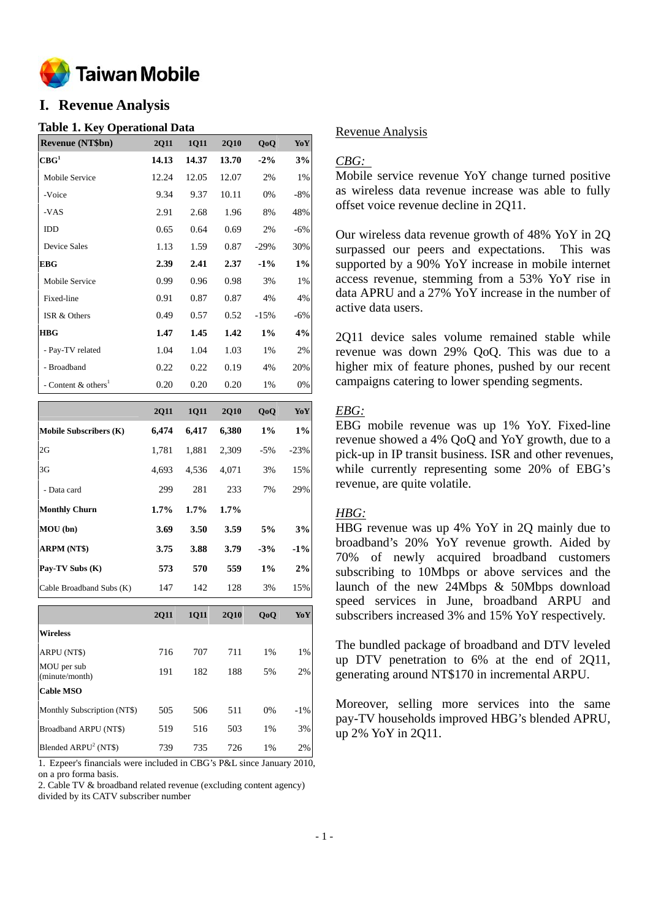Taiwan Mobile

# I. Revenue Analysis

### Table 1. Key Operational Data

| Revenue (NT$bn) | 2Q11 | 1Q11 | 2Q10 | QoQ | YoY |
|---|---|---|---|---|---|
| **CBG[1]** | **14.13** | **14.37** | **13.70** | **-2%** | **3%** |
| Mobile Service | 12.24 | 12.05 | 12.07 | 2% | 1% |
| -Voice | 9.34 | 9.37 | 10.11 | 0% | -8% |
| -VAS | 2.91 | 2.68 | 1.96 | 8% | 48% |
| IDD | 0.65 | 0.64 | 0.69 | 2% | -6% |
| Device Sales | 1.13 | 1.59 | 0.87 | -29% | 30% |
| **EBG** | **2.39** | **2.41** | **2.37** | **-1%** | **1%** |
| Mobile Service | 0.99 | 0.96 | 0.98 | 3% | 1% |
| Fixed-line | 0.91 | 0.87 | 0.87 | 4% | 4% |
| ISR & Others | 0.49 | 0.57 | 0.52 | -15% | -6% |
| **HBG** | **1.47** | **1.45** | **1.42** | **1%** | **4%** |
| - Pay-TV related | 1.04 | 1.04 | 1.03 | 1% | 2% |
| - Broadband | 0.22 | 0.22 | 0.19 | 4% | 20% |
| - Content & others[1] | 0.20 | 0.20 | 0.20 | 1% | 0% |

| | 2Q11 | 1Q11 | 2Q10 | QoQ | YoY |
|---|---|---|---|---|---|
| **Mobile Subscribers (K)** | **6,474** | **6,417** | **6,380** | **1%** | **1%** |
| 2G | 1,781 | 1,881 | 2,309 | -5% | -23% |
| 3G | 4,693 | 4,536 | 4,071 | 3% | 15% |
| - Data card | 299 | 281 | 233 | 7% | 29% |
| **Monthly Churn** | **1.7%** | **1.7%** | **1.7%** | | |
| **MOU (bn)** | **3.69** | **3.50** | **3.59** | **5%** | **3%** |
| **ARPM (NT$)** | **3.75** | **3.88** | **3.79** | **-3%** | **-1%** |
| **Pay-TV Subs (K)** | **573** | **570** | **559** | **1%** | **2%** |
| Cable Broadband Subs (K) | 147 | 142 | 128 | 3% | 15% |

| | 2Q11 | 1Q11 | 2Q10 | QoQ | YoY |
|---|---|---|---|---|---|
| **Wireless** | | | | | |
| ARPU (NT$) | 716 | 707 | 711 | 1% | 1% |
| MOU per sub (minute/month) | 191 | 182 | 188 | 5% | 2% |
| **Cable MSO** | | | | | |
| Monthly Subscription (NT$) | 505 | 506 | 511 | 0% | -1% |
| Broadband ARPU (NT$) | 519 | 516 | 503 | 1% | 3% |
| Blended ARPU[2] (NT$) | 739 | 735 | 726 | 1% | 2% |

1. Ezpeer's financials were included in CBG's P&L since January 2010, on a pro forma basis.
2. Cable TV & broadband related revenue (excluding content agency) divided by its CATV subscriber number

## Revenue Analysis

*CBG:*

Mobile service revenue YoY change turned positive as wireless data revenue increase was able to fully offset voice revenue decline in 2Q11.

Our wireless data revenue growth of 48% YoY in 2Q surpassed our peers and expectations. This was supported by a 90% YoY increase in mobile internet access revenue, stemming from a 53% YoY rise in data APRU and a 27% YoY increase in the number of active data users.

2Q11 device sales volume remained stable while revenue was down 29% QoQ. This was due to a higher mix of feature phones, pushed by our recent campaigns catering to lower spending segments.

*EBG:*

EBG mobile revenue was up 1% YoY. Fixed-line revenue showed a 4% QoQ and YoY growth, due to a pick-up in IP transit business. ISR and other revenues, while currently representing some 20% of EBG's revenue, are quite volatile.

*HBG:*

HBG revenue was up 4% YoY in 2Q mainly due to broadband's 20% YoY revenue growth. Aided by 70% of newly acquired broadband customers subscribing to 10Mbps or above services and the launch of the new 24Mbps & 50Mbps download speed services in June, broadband ARPU and subscribers increased 3% and 15% YoY respectively.

The bundled package of broadband and DTV leveled up DTV penetration to 6% at the end of 2Q11, generating around NT$170 in incremental ARPU.

Moreover, selling more services into the same pay-TV households improved HBG's blended APRU, up 2% YoY in 2Q11.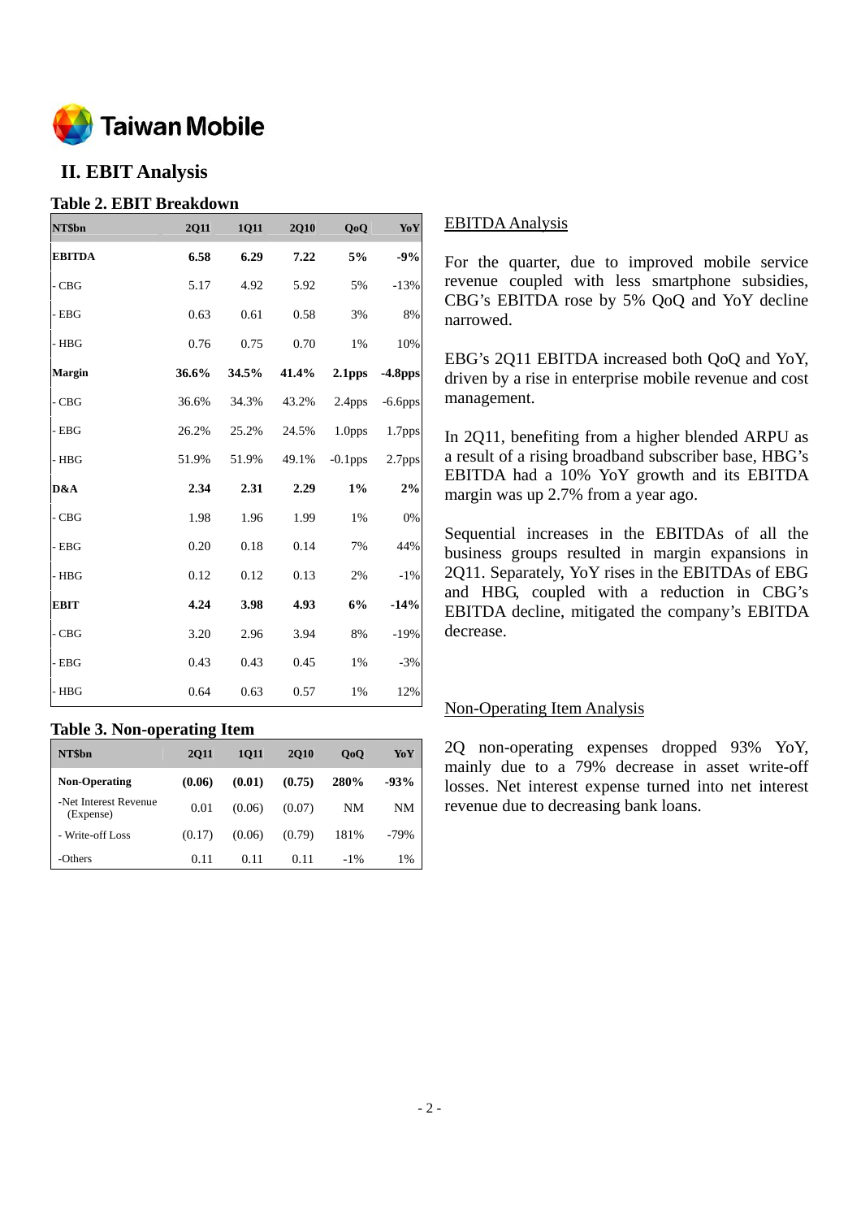## II. EBIT Analysis

### Table 2. EBIT Breakdown

| NT$bn | 2Q11 | 1Q11 | 2Q10 | QoQ | YoY |
|---|---|---|---|---|---|
| **EBITDA** | **6.58** | **6.29** | **7.22** | **5%** | **-9%** |
| - CBG | 5.17 | 4.92 | 5.92 | 5% | -13% |
| - EBG | 0.63 | 0.61 | 0.58 | 3% | 8% |
| - HBG | 0.76 | 0.75 | 0.70 | 1% | 10% |
| **Margin** | **36.6%** | **34.5%** | **41.4%** | **2.1pps** | **-4.8pps** |
| - CBG | 36.6% | 34.3% | 43.2% | 2.4pps | -6.6pps |
| - EBG | 26.2% | 25.2% | 24.5% | 1.0pps | 1.7pps |
| - HBG | 51.9% | 51.9% | 49.1% | -0.1pps | 2.7pps |
| **D&A** | **2.34** | **2.31** | **2.29** | **1%** | **2%** |
| - CBG | 1.98 | 1.96 | 1.99 | 1% | 0% |
| - EBG | 0.20 | 0.18 | 0.14 | 7% | 44% |
| - HBG | 0.12 | 0.12 | 0.13 | 2% | -1% |
| **EBIT** | **4.24** | **3.98** | **4.93** | **6%** | **-14%** |
| - CBG | 3.20 | 2.96 | 3.94 | 8% | -19% |
| - EBG | 0.43 | 0.43 | 0.45 | 1% | -3% |
| - HBG | 0.64 | 0.63 | 0.57 | 1% | 12% |

### Table 3. Non-operating Item

| NT$bn | 2Q11 | 1Q11 | 2Q10 | QoQ | YoY |
|---|---|---|---|---|---|
| **Non-Operating** | **(0.06)** | **(0.01)** | **(0.75)** | **280%** | **-93%** |
| -Net Interest Revenue (Expense) | 0.01 | (0.06) | (0.07) | NM | NM |
| - Write-off Loss | (0.17) | (0.06) | (0.79) | 181% | -79% |
| -Others | 0.11 | 0.11 | 0.11 | -1% | 1% |

EBITDA Analysis

For the quarter, due to improved mobile service revenue coupled with less smartphone subsidies, CBG's EBITDA rose by 5% QoQ and YoY decline narrowed.

EBG's 2Q11 EBITDA increased both QoQ and YoY, driven by a rise in enterprise mobile revenue and cost management.

In 2Q11, benefiting from a higher blended ARPU as a result of a rising broadband subscriber base, HBG's EBITDA had a 10% YoY growth and its EBITDA margin was up 2.7% from a year ago.

Sequential increases in the EBITDAs of all the business groups resulted in margin expansions in 2Q11. Separately, YoY rises in the EBITDAs of EBG and HBG, coupled with a reduction in CBG's EBITDA decline, mitigated the company's EBITDA decrease.

Non-Operating Item Analysis

2Q non-operating expenses dropped 93% YoY, mainly due to a 79% decrease in asset write-off losses. Net interest expense turned into net interest revenue due to decreasing bank loans.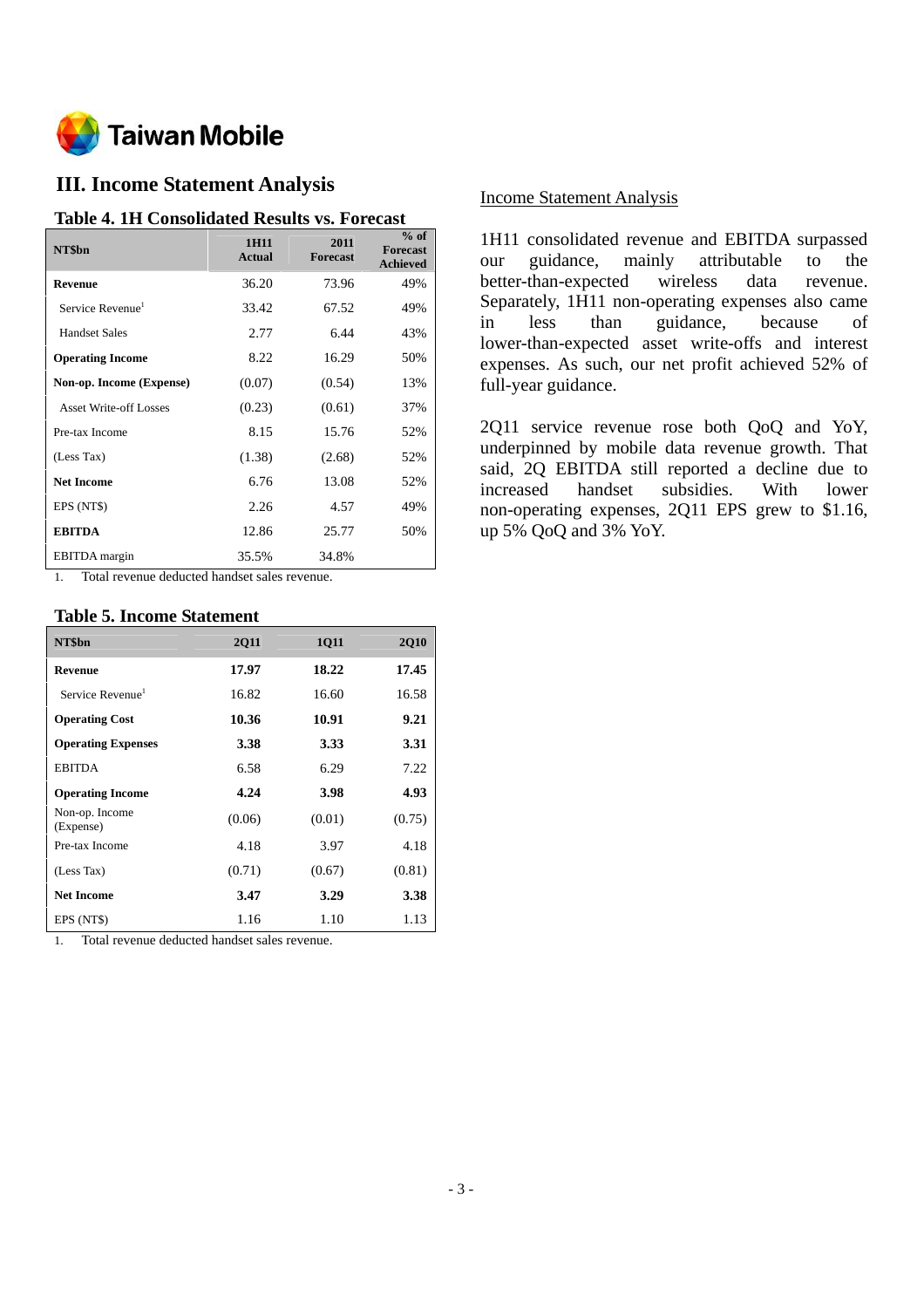## III. Income Statement Analysis

### Table 4. 1H Consolidated Results vs. Forecast

| NT$bn | 1H11 Actual | 2011 Forecast | % of Forecast Achieved |
|---|---|---|---|
| **Revenue** | 36.20 | 73.96 | 49% |
| Service Revenue[1] | 33.42 | 67.52 | 49% |
| Handset Sales | 2.77 | 6.44 | 43% |
| **Operating Income** | 8.22 | 16.29 | 50% |
| **Non-op. Income (Expense)** | (0.07) | (0.54) | 13% |
| Asset Write-off Losses | (0.23) | (0.61) | 37% |
| Pre-tax Income | 8.15 | 15.76 | 52% |
| (Less Tax) | (1.38) | (2.68) | 52% |
| **Net Income** | 6.76 | 13.08 | 52% |
| EPS (NT$) | 2.26 | 4.57 | 49% |
| **EBITDA** | 12.86 | 25.77 | 50% |
| EBITDA margin | 35.5% | 34.8% | |

1. Total revenue deducted handset sales revenue.

### Table 5. Income Statement

| NT$bn | 2Q11 | 1Q11 | 2Q10 |
|---|---|---|---|
| **Revenue** | **17.97** | **18.22** | **17.45** |
| Service Revenue[1] | 16.82 | 16.60 | 16.58 |
| **Operating Cost** | **10.36** | **10.91** | **9.21** |
| **Operating Expenses** | **3.38** | **3.33** | **3.31** |
| EBITDA | 6.58 | 6.29 | 7.22 |
| **Operating Income** | **4.24** | **3.98** | **4.93** |
| Non-op. Income (Expense) | (0.06) | (0.01) | (0.75) |
| Pre-tax Income | 4.18 | 3.97 | 4.18 |
| (Less Tax) | (0.71) | (0.67) | (0.81) |
| **Net Income** | **3.47** | **3.29** | **3.38** |
| EPS (NT$) | 1.16 | 1.10 | 1.13 |

1. Total revenue deducted handset sales revenue.

Income Statement Analysis

1H11 consolidated revenue and EBITDA surpassed our guidance, mainly attributable to the better-than-expected wireless data revenue. Separately, 1H11 non-operating expenses also came in less than guidance, because of lower-than-expected asset write-offs and interest expenses. As such, our net profit achieved 52% of full-year guidance.

2Q11 service revenue rose both QoQ and YoY, underpinned by mobile data revenue growth. That said, 2Q EBITDA still reported a decline due to increased handset subsidies. With lower non-operating expenses, 2Q11 EPS grew to $1.16, up 5% QoQ and 3% YoY.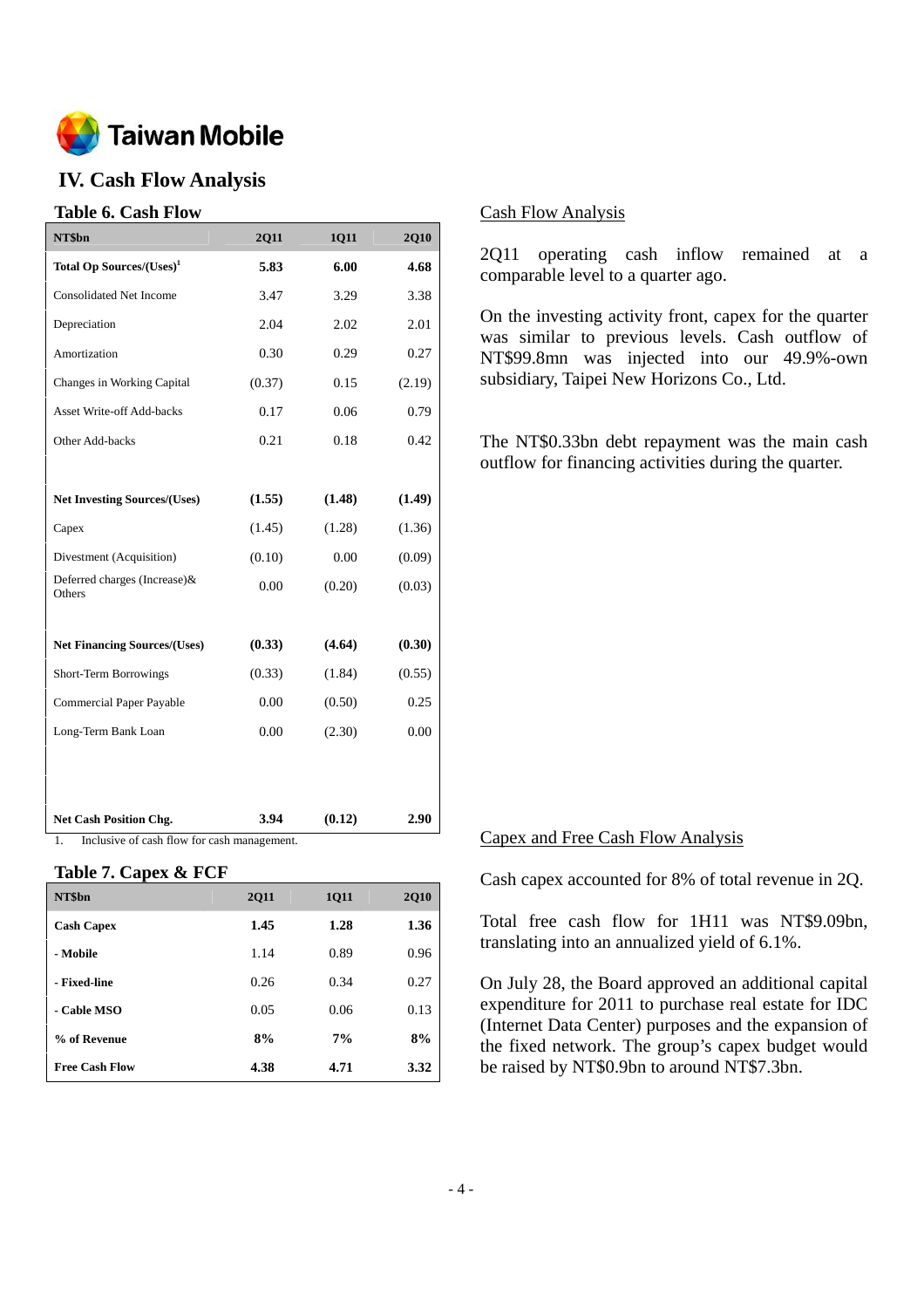Taiwan Mobile

## IV. Cash Flow Analysis

### Table 6. Cash Flow

| NT$bn | 2Q11 | 1Q11 | 2Q10 |
|---|---|---|---|
| **Total Op Sources/(Uses)[1]** | **5.83** | **6.00** | **4.68** |
| Consolidated Net Income | 3.47 | 3.29 | 3.38 |
| Depreciation | 2.04 | 2.02 | 2.01 |
| Amortization | 0.30 | 0.29 | 0.27 |
| Changes in Working Capital | (0.37) | 0.15 | (2.19) |
| Asset Write-off Add-backs | 0.17 | 0.06 | 0.79 |
| Other Add-backs | 0.21 | 0.18 | 0.42 |
| | | | |
| **Net Investing Sources/(Uses)** | **(1.55)** | **(1.48)** | **(1.49)** |
| Capex | (1.45) | (1.28) | (1.36) |
| Divestment (Acquisition) | (0.10) | 0.00 | (0.09) |
| Deferred charges (Increase)& Others | 0.00 | (0.20) | (0.03) |
| | | | |
| **Net Financing Sources/(Uses)** | **(0.33)** | **(4.64)** | **(0.30)** |
| Short-Term Borrowings | (0.33) | (1.84) | (0.55) |
| Commercial Paper Payable | 0.00 | (0.50) | 0.25 |
| Long-Term Bank Loan | 0.00 | (2.30) | 0.00 |
| | | | |
| **Net Cash Position Chg.** | **3.94** | **(0.12)** | **2.90** |

1. Inclusive of cash flow for cash management.

### Table 7. Capex & FCF

| NT$bn | 2Q11 | 1Q11 | 2Q10 |
|---|---|---|---|
| **Cash Capex** | **1.45** | **1.28** | **1.36** |
| **- Mobile** | 1.14 | 0.89 | 0.96 |
| **- Fixed-line** | 0.26 | 0.34 | 0.27 |
| **- Cable MSO** | 0.05 | 0.06 | 0.13 |
| **% of Revenue** | **8%** | **7%** | **8%** |
| **Free Cash Flow** | **4.38** | **4.71** | **3.32** |

Cash Flow Analysis

2Q11 operating cash inflow remained at a comparable level to a quarter ago.

On the investing activity front, capex for the quarter was similar to previous levels. Cash outflow of NT$99.8mn was injected into our 49.9%-own subsidiary, Taipei New Horizons Co., Ltd.

The NT$0.33bn debt repayment was the main cash outflow for financing activities during the quarter.

Capex and Free Cash Flow Analysis

Cash capex accounted for 8% of total revenue in 2Q.

Total free cash flow for 1H11 was NT$9.09bn, translating into an annualized yield of 6.1%.

On July 28, the Board approved an additional capital expenditure for 2011 to purchase real estate for IDC (Internet Data Center) purposes and the expansion of the fixed network. The group's capex budget would be raised by NT$0.9bn to around NT$7.3bn.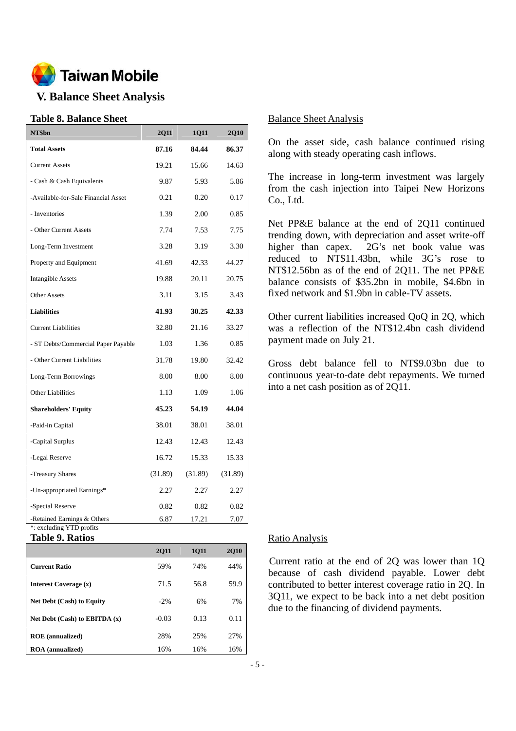# V. Balance Sheet Analysis

**Table 8. Balance Sheet**

| NT$bn | 2Q11 | 1Q11 | 2Q10 |
|---|---|---|---|
| **Total Assets** | **87.16** | **84.44** | **86.37** |
| Current Assets | 19.21 | 15.66 | 14.63 |
| - Cash & Cash Equivalents | 9.87 | 5.93 | 5.86 |
| -Available-for-Sale Financial Asset | 0.21 | 0.20 | 0.17 |
| - Inventories | 1.39 | 2.00 | 0.85 |
| - Other Current Assets | 7.74 | 7.53 | 7.75 |
| Long-Term Investment | 3.28 | 3.19 | 3.30 |
| Property and Equipment | 41.69 | 42.33 | 44.27 |
| Intangible Assets | 19.88 | 20.11 | 20.75 |
| Other Assets | 3.11 | 3.15 | 3.43 |
| **Liabilities** | **41.93** | **30.25** | **42.33** |
| Current Liabilities | 32.80 | 21.16 | 33.27 |
| - ST Debts/Commercial Paper Payable | 1.03 | 1.36 | 0.85 |
| - Other Current Liabilities | 31.78 | 19.80 | 32.42 |
| Long-Term Borrowings | 8.00 | 8.00 | 8.00 |
| Other Liabilities | 1.13 | 1.09 | 1.06 |
| **Shareholders' Equity** | **45.23** | **54.19** | **44.04** |
| -Paid-in Capital | 38.01 | 38.01 | 38.01 |
| -Capital Surplus | 12.43 | 12.43 | 12.43 |
| -Legal Reserve | 16.72 | 15.33 | 15.33 |
| -Treasury Shares | (31.89) | (31.89) | (31.89) |
| -Un-appropriated Earnings* | 2.27 | 2.27 | 2.27 |
| -Special Reserve | 0.82 | 0.82 | 0.82 |
| -Retained Earnings & Others | 6.87 | 17.21 | 7.07 |

*: excluding YTD profits

## Balance Sheet Analysis

On the asset side, cash balance continued rising along with steady operating cash inflows.

The increase in long-term investment was largely from the cash injection into Taipei New Horizons Co., Ltd.

Net PP&E balance at the end of 2Q11 continued trending down, with depreciation and asset write-off higher than capex. 2G's net book value was reduced to NT$11.43bn, while 3G's rose to NT$12.56bn as of the end of 2Q11. The net PP&E balance consists of $35.2bn in mobile, $4.6bn in fixed network and $1.9bn in cable-TV assets.

Other current liabilities increased QoQ in 2Q, which was a reflection of the NT$12.4bn cash dividend payment made on July 21.

Gross debt balance fell to NT$9.03bn due to continuous year-to-date debt repayments. We turned into a net cash position as of 2Q11.

**Table 9. Ratios**

| | 2Q11 | 1Q11 | 2Q10 |
|---|---|---|---|
| **Current Ratio** | 59% | 74% | 44% |
| **Interest Coverage (x)** | 71.5 | 56.8 | 59.9 |
| **Net Debt (Cash) to Equity** | -2% | 6% | 7% |
| **Net Debt (Cash) to EBITDA (x)** | -0.03 | 0.13 | 0.11 |
| **ROE (annualized)** | 28% | 25% | 27% |
| **ROA (annualized)** | 16% | 16% | 16% |

## Ratio Analysis

Current ratio at the end of 2Q was lower than 1Q because of cash dividend payable. Lower debt contributed to better interest coverage ratio in 2Q. In 3Q11, we expect to be back into a net debt position due to the financing of dividend payments.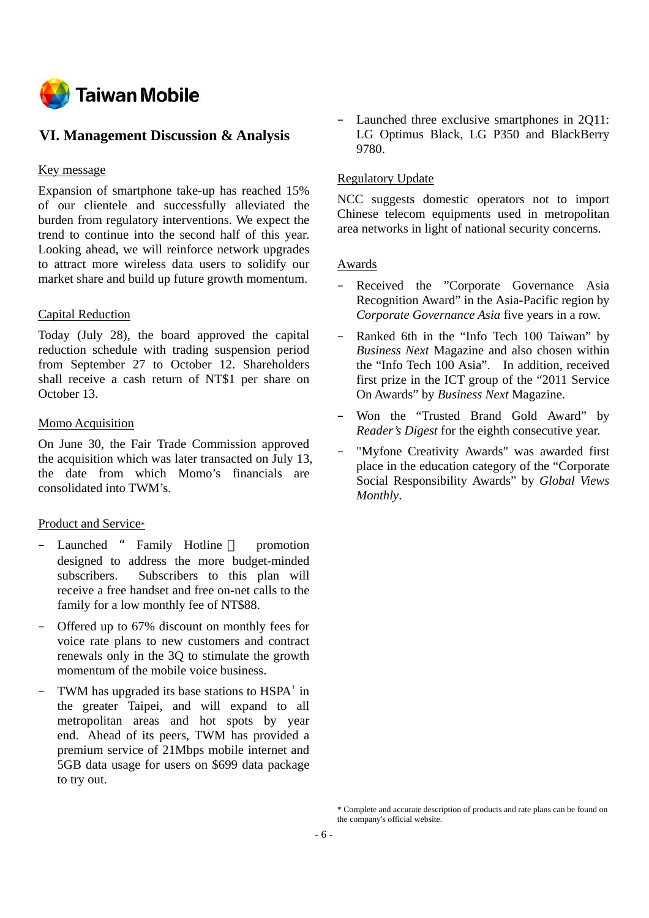Taiwan Mobile

## VI. Management Discussion & Analysis

### Key message

Expansion of smartphone take-up has reached 15% of our clientele and successfully alleviated the burden from regulatory interventions. We expect the trend to continue into the second half of this year. Looking ahead, we will reinforce network upgrades to attract more wireless data users to solidify our market share and build up future growth momentum.

### Capital Reduction

Today (July 28), the board approved the capital reduction schedule with trading suspension period from September 27 to October 12. Shareholders shall receive a cash return of NT$1 per share on October 13.

### Momo Acquisition

On June 30, the Fair Trade Commission approved the acquisition which was later transacted on July 13, the date from which Momo's financials are consolidated into TWM's.

### Product and Service*

- Launched " Family Hotline " promotion designed to address the more budget-minded subscribers. Subscribers to this plan will receive a free handset and free on-net calls to the family for a low monthly fee of NT$88.
- Offered up to 67% discount on monthly fees for voice rate plans to new customers and contract renewals only in the 3Q to stimulate the growth momentum of the mobile voice business.
- TWM has upgraded its base stations to HSPA$^+$ in the greater Taipei, and will expand to all metropolitan areas and hot spots by year end. Ahead of its peers, TWM has provided a premium service of 21Mbps mobile internet and 5GB data usage for users on $699 data package to try out.
- Launched three exclusive smartphones in 2Q11: LG Optimus Black, LG P350 and BlackBerry 9780.

### Regulatory Update

NCC suggests domestic operators not to import Chinese telecom equipments used in metropolitan area networks in light of national security concerns.

### Awards

- Received the "Corporate Governance Asia Recognition Award" in the Asia-Pacific region by *Corporate Governance Asia* five years in a row.
- Ranked 6th in the "Info Tech 100 Taiwan" by *Business Next* Magazine and also chosen within the "Info Tech 100 Asia". In addition, received first prize in the ICT group of the "2011 Service On Awards" by *Business Next* Magazine.
- Won the "Trusted Brand Gold Award" by *Reader's Digest* for the eighth consecutive year.
- "Myfone Creativity Awards" was awarded first place in the education category of the "Corporate Social Responsibility Awards" by *Global Views Monthly*.

* Complete and accurate description of products and rate plans can be found on the company's official website.